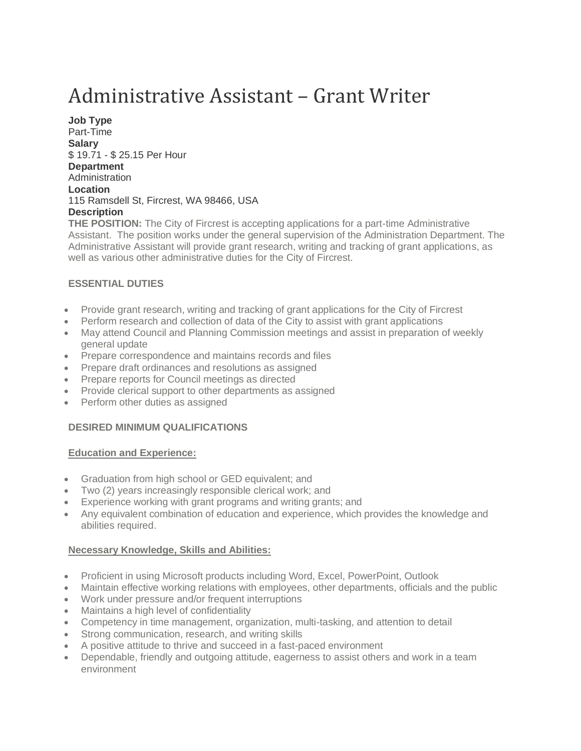# Administrative Assistant – Grant Writer

**Job Type**
Part-Time
**Salary**
$ 19.71 - $ 25.15 Per Hour
**Department**
Administration
**Location**
115 Ramsdell St, Fircrest, WA 98466, USA
**Description**
**THE POSITION:** The City of Fircrest is accepting applications for a part-time Administrative Assistant. The position works under the general supervision of the Administration Department. The Administrative Assistant will provide grant research, writing and tracking of grant applications, as well as various other administrative duties for the City of Fircrest.

**ESSENTIAL DUTIES**

- Provide grant research, writing and tracking of grant applications for the City of Fircrest
- Perform research and collection of data of the City to assist with grant applications
- May attend Council and Planning Commission meetings and assist in preparation of weekly general update
- Prepare correspondence and maintains records and files
- Prepare draft ordinances and resolutions as assigned
- Prepare reports for Council meetings as directed
- Provide clerical support to other departments as assigned
- Perform other duties as assigned

**DESIRED MINIMUM QUALIFICATIONS**

**Education and Experience:**

- Graduation from high school or GED equivalent; and
- Two (2) years increasingly responsible clerical work; and
- Experience working with grant programs and writing grants; and
- Any equivalent combination of education and experience, which provides the knowledge and abilities required.

**Necessary Knowledge, Skills and Abilities:**

- Proficient in using Microsoft products including Word, Excel, PowerPoint, Outlook
- Maintain effective working relations with employees, other departments, officials and the public
- Work under pressure and/or frequent interruptions
- Maintains a high level of confidentiality
- Competency in time management, organization, multi-tasking, and attention to detail
- Strong communication, research, and writing skills
- A positive attitude to thrive and succeed in a fast-paced environment
- Dependable, friendly and outgoing attitude, eagerness to assist others and work in a team environment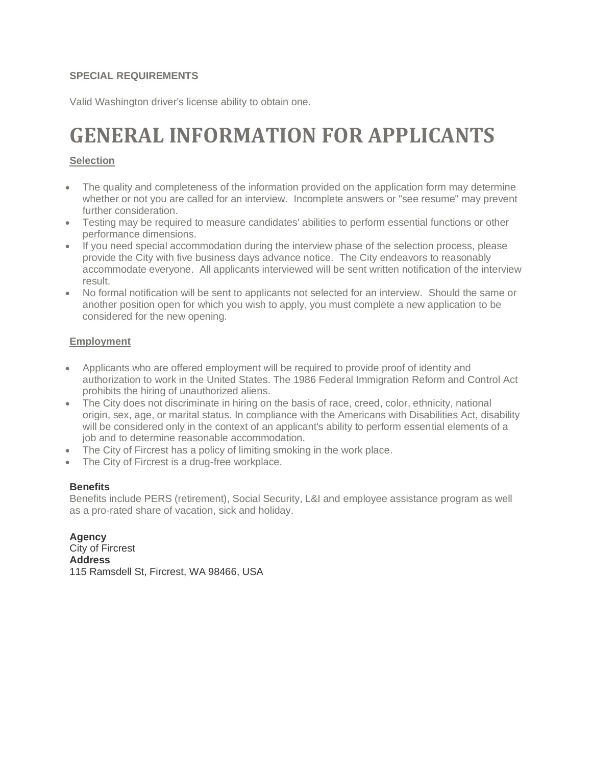**SPECIAL REQUIREMENTS**

Valid Washington driver's license ability to obtain one.

# GENERAL INFORMATION FOR APPLICANTS

**Selection**

- The quality and completeness of the information provided on the application form may determine whether or not you are called for an interview. Incomplete answers or "see resume" may prevent further consideration.
- Testing may be required to measure candidates' abilities to perform essential functions or other performance dimensions.
- If you need special accommodation during the interview phase of the selection process, please provide the City with five business days advance notice. The City endeavors to reasonably accommodate everyone. All applicants interviewed will be sent written notification of the interview result.
- No formal notification will be sent to applicants not selected for an interview. Should the same or another position open for which you wish to apply, you must complete a new application to be considered for the new opening.

**Employment**

- Applicants who are offered employment will be required to provide proof of identity and authorization to work in the United States. The 1986 Federal Immigration Reform and Control Act prohibits the hiring of unauthorized aliens.
- The City does not discriminate in hiring on the basis of race, creed, color, ethnicity, national origin, sex, age, or marital status. In compliance with the Americans with Disabilities Act, disability will be considered only in the context of an applicant's ability to perform essential elements of a job and to determine reasonable accommodation.
- The City of Fircrest has a policy of limiting smoking in the work place.
- The City of Fircrest is a drug-free workplace.

**Benefits**
Benefits include PERS (retirement), Social Security, L&I and employee assistance program as well as a pro-rated share of vacation, sick and holiday.

**Agency**
City of Fircrest
**Address**
115 Ramsdell St, Fircrest, WA 98466, USA